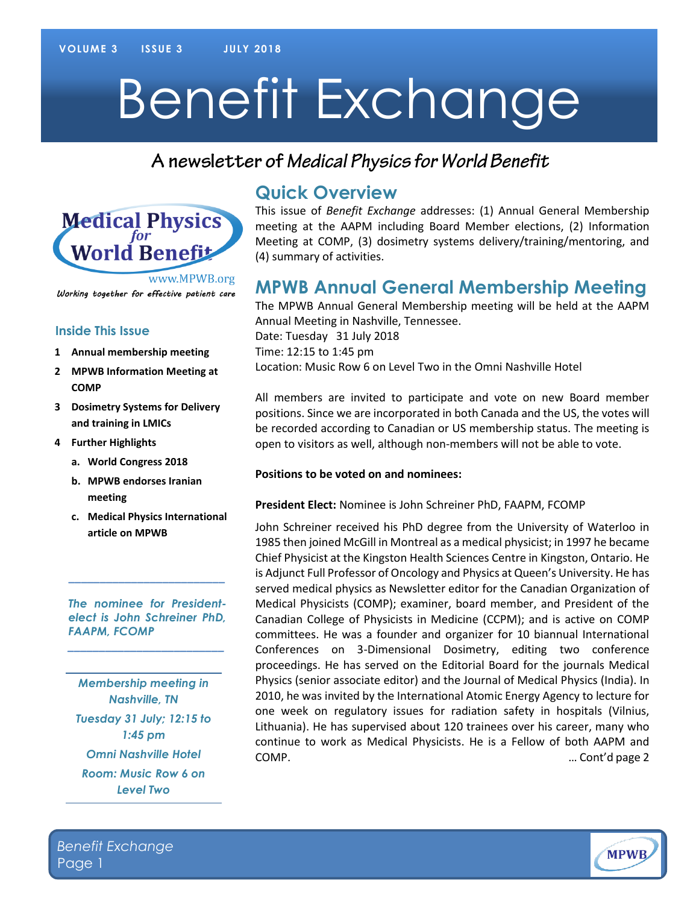# Benefit Exchange

## A newsletter of *Medical Physics for World Benefit*

www.MPWB.org

*Working together for effective patient care*

### Inside This Issue

1. **Annual membership meeting**
2. **MPWB Information Meeting at COMP**
3. **Dosimetry Systems for Delivery and training in LMICs**
4. **Further Highlights**
   a. **World Congress 2018**
   b. **MPWB endorses Iranian meeting**
   c. **Medical Physics International article on MPWB**

---

*The nominee for President-elect is John Schreiner PhD, FAAPM, FCOMP*

---

*Membership meeting in Nashville, TN*

*Tuesday 31 July; 12:15 to 1:45 pm*

*Omni Nashville Hotel*

*Room: Music Row 6 on Level Two*

---

## Quick Overview

This issue of *Benefit Exchange* addresses: (1) Annual General Membership meeting at the AAPM including Board Member elections, (2) Information Meeting at COMP, (3) dosimetry systems delivery/training/mentoring, and (4) summary of activities.

## MPWB Annual General Membership Meeting

The MPWB Annual General Membership meeting will be held at the AAPM Annual Meeting in Nashville, Tennessee.
Date: Tuesday 31 July 2018
Time: 12:15 to 1:45 pm
Location: Music Row 6 on Level Two in the Omni Nashville Hotel

All members are invited to participate and vote on new Board member positions. Since we are incorporated in both Canada and the US, the votes will be recorded according to Canadian or US membership status. The meeting is open to visitors as well, although non-members will not be able to vote.

**Positions to be voted on and nominees:**

**President Elect:** Nominee is John Schreiner PhD, FAAPM, FCOMP

John Schreiner received his PhD degree from the University of Waterloo in 1985 then joined McGill in Montreal as a medical physicist; in 1997 he became Chief Physicist at the Kingston Health Sciences Centre in Kingston, Ontario. He is Adjunct Full Professor of Oncology and Physics at Queen's University. He has served medical physics as Newsletter editor for the Canadian Organization of Medical Physicists (COMP); examiner, board member, and President of the Canadian College of Physicists in Medicine (CCPM); and is active on COMP committees. He was a founder and organizer for 10 biannual International Conferences on 3-Dimensional Dosimetry, editing two conference proceedings. He has served on the Editorial Board for the journals Medical Physics (senior associate editor) and the Journal of Medical Physics (India). In 2010, he was invited by the International Atomic Energy Agency to lecture for one week on regulatory issues for radiation safety in hospitals (Vilnius, Lithuania). He has supervised about 120 trainees over his career, many who continue to work as Medical Physicists. He is a Fellow of both AAPM and COMP. … Cont'd page 2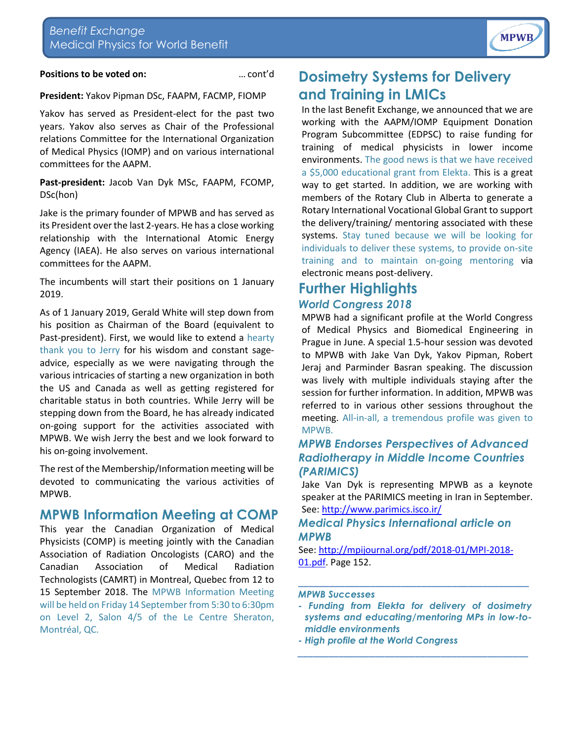**Positions to be voted on:** … cont'd

**President:** Yakov Pipman DSc, FAAPM, FACMP, FIOMP

Yakov has served as President-elect for the past two years. Yakov also serves as Chair of the Professional relations Committee for the International Organization of Medical Physics (IOMP) and on various international committees for the AAPM.

**Past-president:** Jacob Van Dyk MSc, FAAPM, FCOMP, DSc(hon)

Jake is the primary founder of MPWB and has served as its President over the last 2-years. He has a close working relationship with the International Atomic Energy Agency (IAEA). He also serves on various international committees for the AAPM.

The incumbents will start their positions on 1 January 2019.

As of 1 January 2019, Gerald White will step down from his position as Chairman of the Board (equivalent to Past-president). First, we would like to extend a hearty thank you to Jerry for his wisdom and constant sage-advice, especially as we were navigating through the various intricacies of starting a new organization in both the US and Canada as well as getting registered for charitable status in both countries. While Jerry will be stepping down from the Board, he has already indicated on-going support for the activities associated with MPWB. We wish Jerry the best and we look forward to his on-going involvement.

The rest of the Membership/Information meeting will be devoted to communicating the various activities of MPWB.

## MPWB Information Meeting at COMP

This year the Canadian Organization of Medical Physicists (COMP) is meeting jointly with the Canadian Association of Radiation Oncologists (CARO) and the Canadian Association of Medical Radiation Technologists (CAMRT) in Montreal, Quebec from 12 to 15 September 2018. The MPWB Information Meeting will be held on Friday 14 September from 5:30 to 6:30pm on Level 2, Salon 4/5 of the Le Centre Sheraton, Montréal, QC.

## Dosimetry Systems for Delivery and Training in LMICs

In the last Benefit Exchange, we announced that we are working with the AAPM/IOMP Equipment Donation Program Subcommittee (EDPSC) to raise funding for training of medical physicists in lower income environments. The good news is that we have received a $5,000 educational grant from Elekta. This is a great way to get started. In addition, we are working with members of the Rotary Club in Alberta to generate a Rotary International Vocational Global Grant to support the delivery/training/ mentoring associated with these systems. Stay tuned because we will be looking for individuals to deliver these systems, to provide on-site training and to maintain on-going mentoring via electronic means post-delivery.

## Further Highlights

### *World Congress 2018*

MPWB had a significant profile at the World Congress of Medical Physics and Biomedical Engineering in Prague in June. A special 1.5-hour session was devoted to MPWB with Jake Van Dyk, Yakov Pipman, Robert Jeraj and Parminder Basran speaking. The discussion was lively with multiple individuals staying after the session for further information. In addition, MPWB was referred to in various other sessions throughout the meeting. All-in-all, a tremendous profile was given to MPWB.

### *MPWB Endorses Perspectives of Advanced Radiotherapy in Middle Income Countries (PARIMICS)*

Jake Van Dyk is representing MPWB as a keynote speaker at the PARIMICS meeting in Iran in September. See: http://www.parimics.isco.ir/

### *Medical Physics International article on MPWB*

See: http://mpijournal.org/pdf/2018-01/MPI-2018-01.pdf. Page 152.

---

***MPWB Successes***

- ***Funding from Elekta for delivery of dosimetry systems and educating/mentoring MPs in low-to-middle environments***
- ***High profile at the World Congress***

---